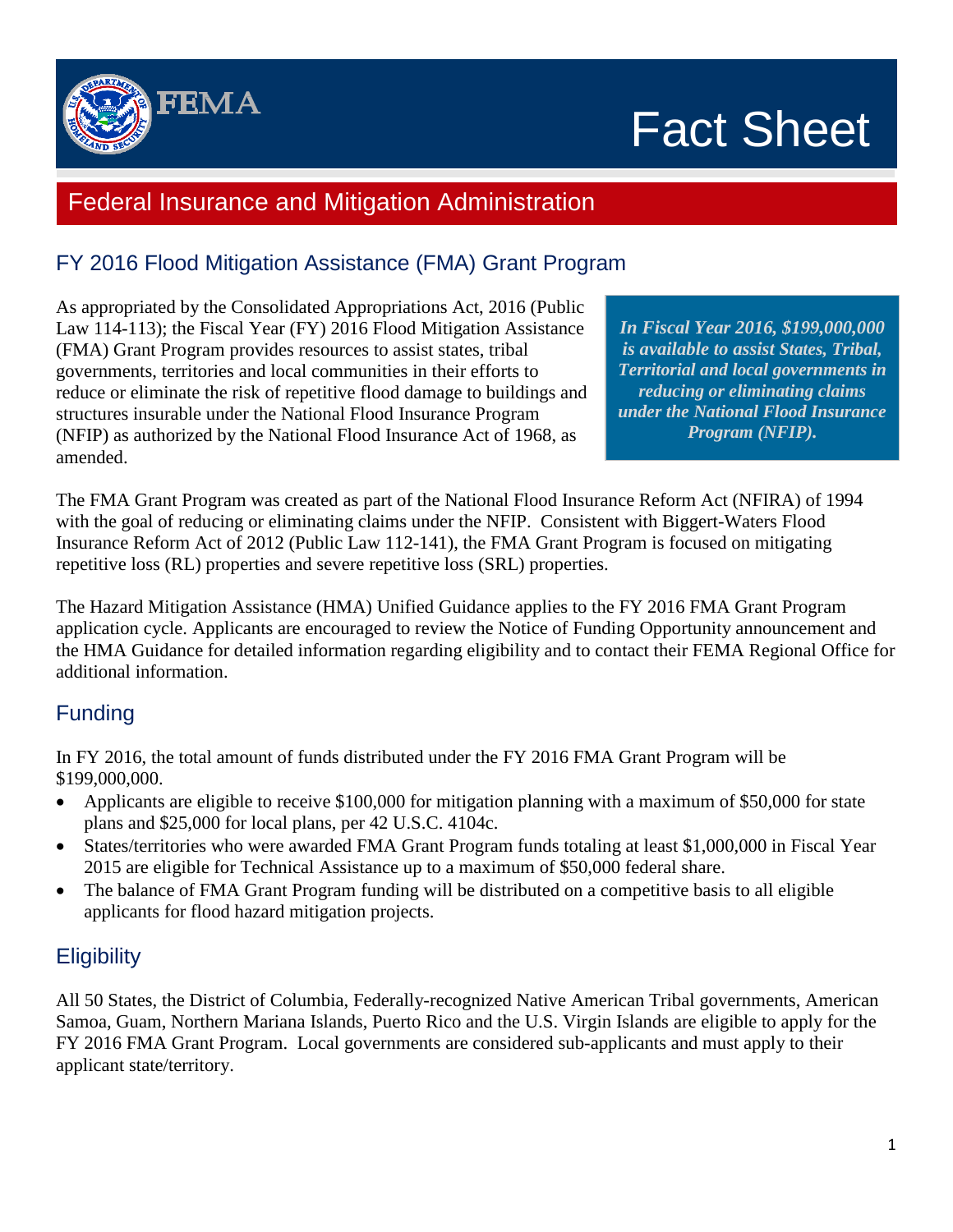# Fact Sheet

## Federal Insurance and Mitigation Administration

### FY 2016 Flood Mitigation Assistance (FMA) Grant Program

As appropriated by the Consolidated Appropriations Act, 2016 (Public Law 114-113); the Fiscal Year (FY) 2016 Flood Mitigation Assistance (FMA) Grant Program provides resources to assist states, tribal governments, territories and local communities in their efforts to reduce or eliminate the risk of repetitive flood damage to buildings and structures insurable under the National Flood Insurance Program (NFIP) as authorized by the National Flood Insurance Act of 1968, as amended.

***In Fiscal Year 2016, $199,000,000 is available to assist States, Tribal, Territorial and local governments in reducing or eliminating claims under the National Flood Insurance Program (NFIP).***

The FMA Grant Program was created as part of the National Flood Insurance Reform Act (NFIRA) of 1994 with the goal of reducing or eliminating claims under the NFIP. Consistent with Biggert-Waters Flood Insurance Reform Act of 2012 (Public Law 112-141), the FMA Grant Program is focused on mitigating repetitive loss (RL) properties and severe repetitive loss (SRL) properties.

The Hazard Mitigation Assistance (HMA) Unified Guidance applies to the FY 2016 FMA Grant Program application cycle. Applicants are encouraged to review the Notice of Funding Opportunity announcement and the HMA Guidance for detailed information regarding eligibility and to contact their FEMA Regional Office for additional information.

### Funding

In FY 2016, the total amount of funds distributed under the FY 2016 FMA Grant Program will be $199,000,000.

- Applicants are eligible to receive $100,000 for mitigation planning with a maximum of $50,000 for state plans and $25,000 for local plans, per 42 U.S.C. 4104c.
- States/territories who were awarded FMA Grant Program funds totaling at least $1,000,000 in Fiscal Year 2015 are eligible for Technical Assistance up to a maximum of $50,000 federal share.
- The balance of FMA Grant Program funding will be distributed on a competitive basis to all eligible applicants for flood hazard mitigation projects.

### Eligibility

All 50 States, the District of Columbia, Federally-recognized Native American Tribal governments, American Samoa, Guam, Northern Mariana Islands, Puerto Rico and the U.S. Virgin Islands are eligible to apply for the FY 2016 FMA Grant Program. Local governments are considered sub-applicants and must apply to their applicant state/territory.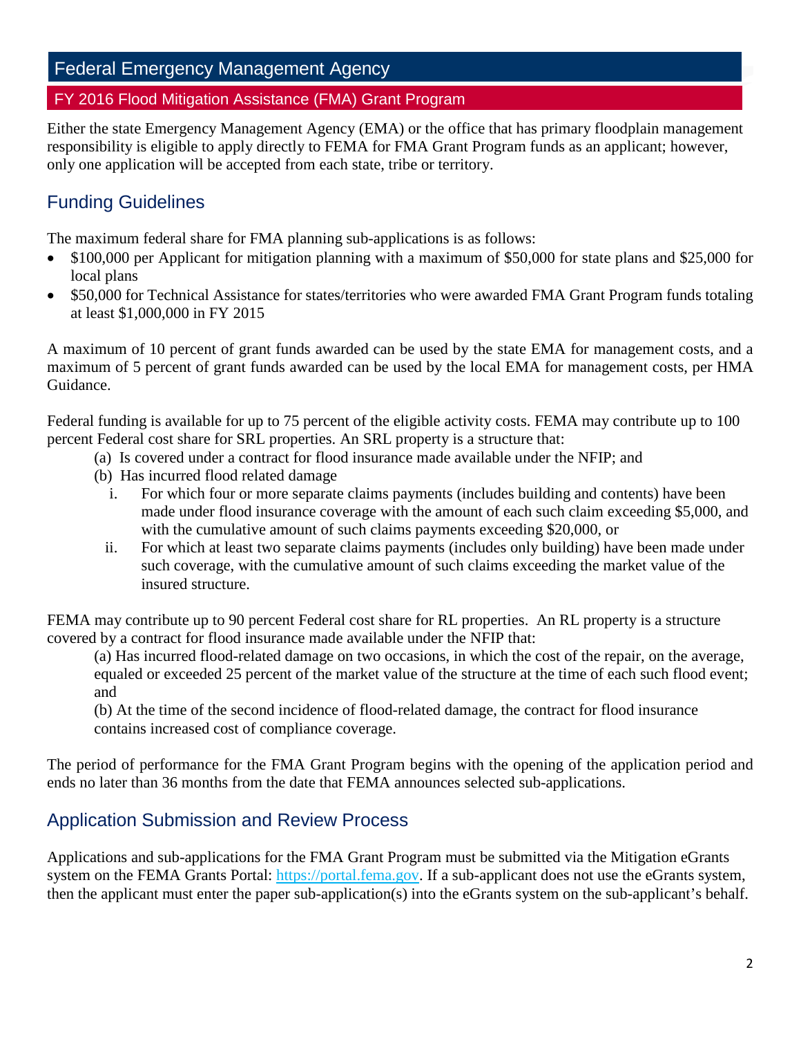## Federal Emergency Management Agency

### FY 2016 Flood Mitigation Assistance (FMA) Grant Program

Either the state Emergency Management Agency (EMA) or the office that has primary floodplain management responsibility is eligible to apply directly to FEMA for FMA Grant Program funds as an applicant; however, only one application will be accepted from each state, tribe or territory.

## Funding Guidelines

The maximum federal share for FMA planning sub-applications is as follows:

- $100,000 per Applicant for mitigation planning with a maximum of $50,000 for state plans and $25,000 for local plans
- $50,000 for Technical Assistance for states/territories who were awarded FMA Grant Program funds totaling at least $1,000,000 in FY 2015

A maximum of 10 percent of grant funds awarded can be used by the state EMA for management costs, and a maximum of 5 percent of grant funds awarded can be used by the local EMA for management costs, per HMA Guidance.

Federal funding is available for up to 75 percent of the eligible activity costs. FEMA may contribute up to 100 percent Federal cost share for SRL properties. An SRL property is a structure that:

(a) Is covered under a contract for flood insurance made available under the NFIP; and

(b) Has incurred flood related damage

  i. For which four or more separate claims payments (includes building and contents) have been made under flood insurance coverage with the amount of each such claim exceeding $5,000, and with the cumulative amount of such claims payments exceeding $20,000, or

  ii. For which at least two separate claims payments (includes only building) have been made under such coverage, with the cumulative amount of such claims exceeding the market value of the insured structure.

FEMA may contribute up to 90 percent Federal cost share for RL properties. An RL property is a structure covered by a contract for flood insurance made available under the NFIP that:

(a) Has incurred flood-related damage on two occasions, in which the cost of the repair, on the average, equaled or exceeded 25 percent of the market value of the structure at the time of each such flood event; and

(b) At the time of the second incidence of flood-related damage, the contract for flood insurance contains increased cost of compliance coverage.

The period of performance for the FMA Grant Program begins with the opening of the application period and ends no later than 36 months from the date that FEMA announces selected sub-applications.

## Application Submission and Review Process

Applications and sub-applications for the FMA Grant Program must be submitted via the Mitigation eGrants system on the FEMA Grants Portal: [https://portal.fema.gov](https://portal.fema.gov). If a sub-applicant does not use the eGrants system, then the applicant must enter the paper sub-application(s) into the eGrants system on the sub-applicant's behalf.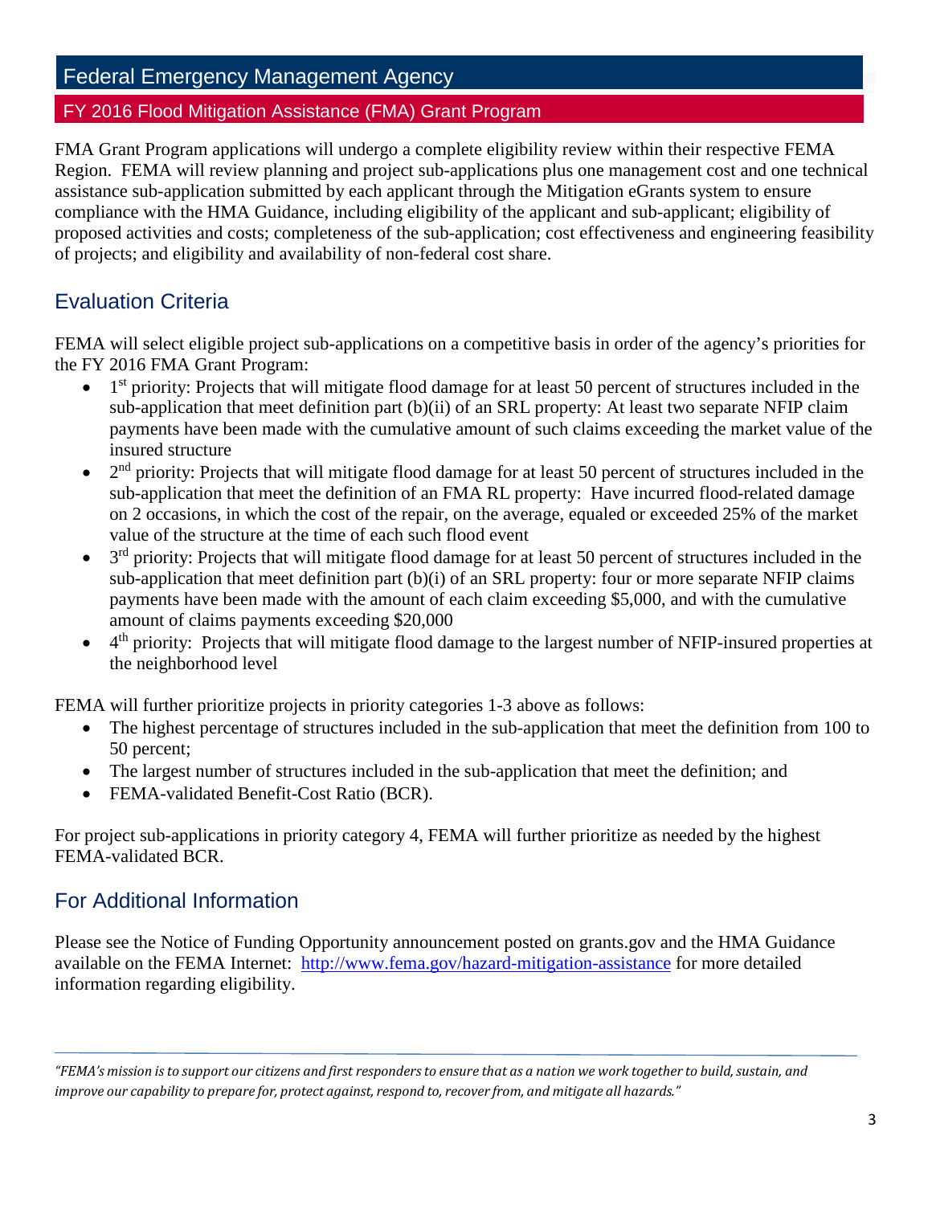# Federal Emergency Management Agency

## FY 2016 Flood Mitigation Assistance (FMA) Grant Program

FMA Grant Program applications will undergo a complete eligibility review within their respective FEMA Region. FEMA will review planning and project sub-applications plus one management cost and one technical assistance sub-application submitted by each applicant through the Mitigation eGrants system to ensure compliance with the HMA Guidance, including eligibility of the applicant and sub-applicant; eligibility of proposed activities and costs; completeness of the sub-application; cost effectiveness and engineering feasibility of projects; and eligibility and availability of non-federal cost share.

## Evaluation Criteria

FEMA will select eligible project sub-applications on a competitive basis in order of the agency's priorities for the FY 2016 FMA Grant Program:

- 1st priority: Projects that will mitigate flood damage for at least 50 percent of structures included in the sub-application that meet definition part (b)(ii) of an SRL property: At least two separate NFIP claim payments have been made with the cumulative amount of such claims exceeding the market value of the insured structure
- 2nd priority: Projects that will mitigate flood damage for at least 50 percent of structures included in the sub-application that meet the definition of an FMA RL property: Have incurred flood-related damage on 2 occasions, in which the cost of the repair, on the average, equaled or exceeded 25% of the market value of the structure at the time of each such flood event
- 3rd priority: Projects that will mitigate flood damage for at least 50 percent of structures included in the sub-application that meet definition part (b)(i) of an SRL property: four or more separate NFIP claims payments have been made with the amount of each claim exceeding $5,000, and with the cumulative amount of claims payments exceeding $20,000
- 4th priority: Projects that will mitigate flood damage to the largest number of NFIP-insured properties at the neighborhood level

FEMA will further prioritize projects in priority categories 1-3 above as follows:

- The highest percentage of structures included in the sub-application that meet the definition from 100 to 50 percent;
- The largest number of structures included in the sub-application that meet the definition; and
- FEMA-validated Benefit-Cost Ratio (BCR).

For project sub-applications in priority category 4, FEMA will further prioritize as needed by the highest FEMA-validated BCR.

## For Additional Information

Please see the Notice of Funding Opportunity announcement posted on grants.gov and the HMA Guidance available on the FEMA Internet: [http://www.fema.gov/hazard-mitigation-assistance](http://www.fema.gov/hazard-mitigation-assistance) for more detailed information regarding eligibility.

*"FEMA's mission is to support our citizens and first responders to ensure that as a nation we work together to build, sustain, and improve our capability to prepare for, protect against, respond to, recover from, and mitigate all hazards."*